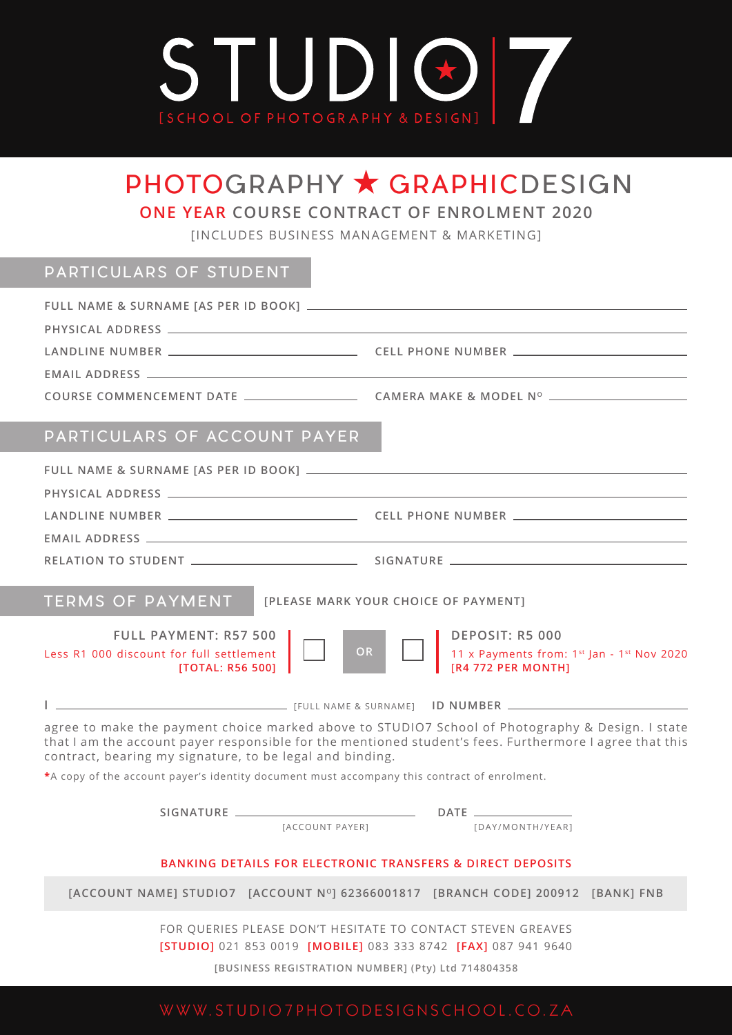# STUDIO 7

[SCHOOL OF PHOTOGRAPHY & DESIGN]

## PHOTOGRAPHY ★ GRAPHICDESIGN

### ONE YEAR COURSE CONTRACT OF ENROLMENT 2020

[INCLUDES BUSINESS MANAGEMENT & MARKETING]

## PARTICULARS OF STUDENT

FULL NAME & SURNAME [AS PER ID BOOK] \_\_\_\_\_\_\_\_\_\_\_\_\_\_\_\_\_\_\_\_\_\_\_\_\_\_\_\_\_\_\_\_\_\_\_\_\_\_\_\_

PHYSICAL ADDRESS \_\_\_\_\_\_\_\_\_\_\_\_\_\_\_\_\_\_\_\_\_\_\_\_\_\_\_\_\_\_\_\_\_\_\_\_\_\_\_\_

LANDLINE NUMBER \_\_\_\_\_\_\_\_\_\_\_\_\_\_\_\_\_\_\_\_ CELL PHONE NUMBER \_\_\_\_\_\_\_\_\_\_\_\_\_\_\_\_\_\_\_\_

EMAIL ADDRESS \_\_\_\_\_\_\_\_\_\_\_\_\_\_\_\_\_\_\_\_\_\_\_\_\_\_\_\_\_\_\_\_\_\_\_\_\_\_\_\_

COURSE COMMENCEMENT DATE \_\_\_\_\_\_\_\_\_\_\_\_\_\_\_\_\_\_\_\_ CAMERA MAKE & MODEL Nº \_\_\_\_\_\_\_\_\_\_\_\_\_\_\_\_\_\_\_\_

## PARTICULARS OF ACCOUNT PAYER

FULL NAME & SURNAME [AS PER ID BOOK] \_\_\_\_\_\_\_\_\_\_\_\_\_\_\_\_\_\_\_\_\_\_\_\_\_\_\_\_\_\_\_\_\_\_\_\_\_\_\_\_

PHYSICAL ADDRESS \_\_\_\_\_\_\_\_\_\_\_\_\_\_\_\_\_\_\_\_\_\_\_\_\_\_\_\_\_\_\_\_\_\_\_\_\_\_\_\_

LANDLINE NUMBER \_\_\_\_\_\_\_\_\_\_\_\_\_\_\_\_\_\_\_\_ CELL PHONE NUMBER \_\_\_\_\_\_\_\_\_\_\_\_\_\_\_\_\_\_\_\_

EMAIL ADDRESS \_\_\_\_\_\_\_\_\_\_\_\_\_\_\_\_\_\_\_\_\_\_\_\_\_\_\_\_\_\_\_\_\_\_\_\_\_\_\_\_

RELATION TO STUDENT \_\_\_\_\_\_\_\_\_\_\_\_\_\_\_\_\_\_\_\_ SIGNATURE \_\_\_\_\_\_\_\_\_\_\_\_\_\_\_\_\_\_\_\_

## TERMS OF PAYMENT

[PLEASE MARK YOUR CHOICE OF PAYMENT]

| FULL PAYMENT: R57 500<br>Less R1 000 discount for full settlement<br>[TOTAL: R56 500] | ☐ | OR | ☐ | DEPOSIT: R5 000<br>11 x Payments from: 1st Jan - 1st Nov 2020<br>[R4 772 PER MONTH] |
|---|---|---|---|---|

I \_\_\_\_\_\_\_\_\_\_\_\_\_\_\_\_\_\_\_\_ [FULL NAME & SURNAME] ID NUMBER \_\_\_\_\_\_\_\_\_\_\_\_\_\_\_\_\_\_\_\_

agree to make the payment choice marked above to STUDIO7 School of Photography & Design. I state that I am the account payer responsible for the mentioned student's fees. Furthermore I agree that this contract, bearing my signature, to be legal and binding.

***A copy of the account payer's identity document must accompany this contract of enrolment.**

SIGNATURE \_\_\_\_\_\_\_\_\_\_\_\_\_\_\_\_\_\_\_\_ [ACCOUNT PAYER] DATE \_\_\_\_\_\_\_\_\_\_\_\_ [DAY/MONTH/YEAR]

**BANKING DETAILS FOR ELECTRONIC TRANSFERS & DIRECT DEPOSITS**

**[ACCOUNT NAME] STUDIO7 [ACCOUNT Nº] 62366001817 [BRANCH CODE] 200912 [BANK] FNB**

FOR QUERIES PLEASE DON'T HESITATE TO CONTACT STEVEN GREAVES

**[STUDIO]** 021 853 0019 **[MOBILE]** 083 333 8742 **[FAX]** 087 941 9640

**[BUSINESS REGISTRATION NUMBER] (Pty) Ltd 714804358**

WWW.STUDIO7PHOTODESIGNSCHOOL.CO.ZA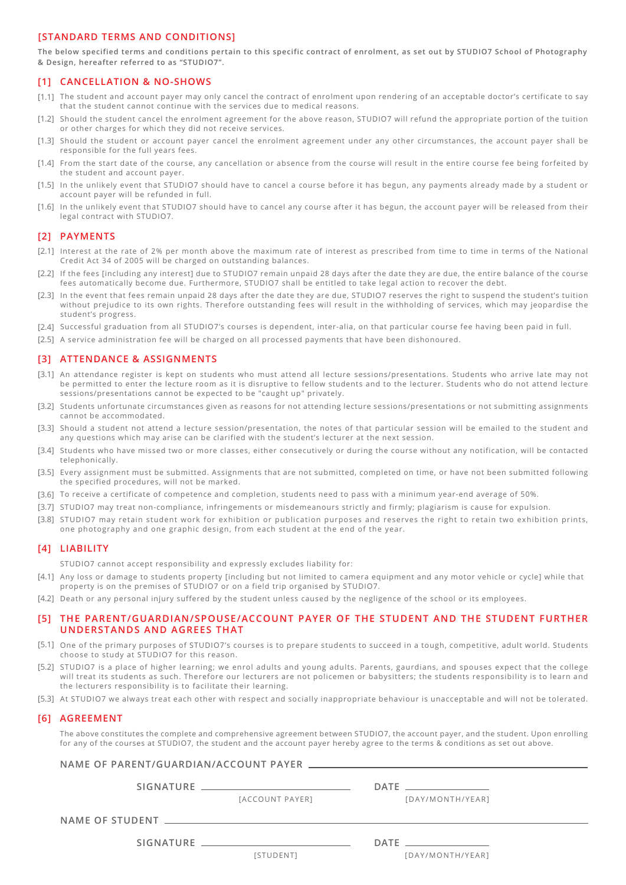## [STANDARD TERMS AND CONDITIONS]

**The below specified terms and conditions pertain to this specific contract of enrolment, as set out by STUDIO7 School of Photography & Design, hereafter referred to as "STUDIO7".**

### [1] CANCELLATION & NO-SHOWS

[1.1] The student and account payer may only cancel the contract of enrolment upon rendering of an acceptable doctor's certificate to say that the student cannot continue with the services due to medical reasons.

[1.2] Should the student cancel the enrolment agreement for the above reason, STUDIO7 will refund the appropriate portion of the tuition or other charges for which they did not receive services.

[1.3] Should the student or account payer cancel the enrolment agreement under any other circumstances, the account payer shall be responsible for the full years fees.

[1.4] From the start date of the course, any cancellation or absence from the course will result in the entire course fee being forfeited by the student and account payer.

[1.5] In the unlikely event that STUDIO7 should have to cancel a course before it has begun, any payments already made by a student or account payer will be refunded in full.

[1.6] In the unlikely event that STUDIO7 should have to cancel any course after it has begun, the account payer will be released from their legal contract with STUDIO7.

### [2] PAYMENTS

[2.1] Interest at the rate of 2% per month above the maximum rate of interest as prescribed from time to time in terms of the National Credit Act 34 of 2005 will be charged on outstanding balances.

[2.2] If the fees [including any interest] due to STUDIO7 remain unpaid 28 days after the date they are due, the entire balance of the course fees automatically become due. Furthermore, STUDIO7 shall be entitled to take legal action to recover the debt.

[2.3] In the event that fees remain unpaid 28 days after the date they are due, STUDIO7 reserves the right to suspend the student's tuition without prejudice to its own rights. Therefore outstanding fees will result in the withholding of services, which may jeopardise the student's progress.

[2.4] Successful graduation from all STUDIO7's courses is dependent, inter-alia, on that particular course fee having been paid in full.

[2.5] A service administration fee will be charged on all processed payments that have been dishonoured.

### [3] ATTENDANCE & ASSIGNMENTS

[3.1] An attendance register is kept on students who must attend all lecture sessions/presentations. Students who arrive late may not be permitted to enter the lecture room as it is disruptive to fellow students and to the lecturer. Students who do not attend lecture sessions/presentations cannot be expected to be "caught up" privately.

[3.2] Students unfortunate circumstances given as reasons for not attending lecture sessions/presentations or not submitting assignments cannot be accommodated.

[3.3] Should a student not attend a lecture session/presentation, the notes of that particular session will be emailed to the student and any questions which may arise can be clarified with the student's lecturer at the next session.

[3.4] Students who have missed two or more classes, either consecutively or during the course without any notification, will be contacted telephonically.

[3.5] Every assignment must be submitted. Assignments that are not submitted, completed on time, or have not been submitted following the specified procedures, will not be marked.

[3.6] To receive a certificate of competence and completion, students need to pass with a minimum year-end average of 50%.

[3.7] STUDIO7 may treat non-compliance, infringements or misdemeanours strictly and firmly; plagiarism is cause for expulsion.

[3.8] STUDIO7 may retain student work for exhibition or publication purposes and reserves the right to retain two exhibition prints, one photography and one graphic design, from each student at the end of the year.

### [4] LIABILITY

STUDIO7 cannot accept responsibility and expressly excludes liability for:

[4.1] Any loss or damage to students property [including but not limited to camera equipment and any motor vehicle or cycle] while that property is on the premises of STUDIO7 or on a field trip organised by STUDIO7.

[4.2] Death or any personal injury suffered by the student unless caused by the negligence of the school or its employees.

### [5] THE PARENT/GUARDIAN/SPOUSE/ACCOUNT PAYER OF THE STUDENT AND THE STUDENT FURTHER UNDERSTANDS AND AGREES THAT

[5.1] One of the primary purposes of STUDIO7's courses is to prepare students to succeed in a tough, competitive, adult world. Students choose to study at STUDIO7 for this reason.

[5.2] STUDIO7 is a place of higher learning; we enrol adults and young adults. Parents, gaurdians, and spouses expect that the college will treat its students as such. Therefore our lecturers are not policemen or babysitters; the students responsibility is to learn and the lecturers responsibility is to facilitate their learning.

[5.3] At STUDIO7 we always treat each other with respect and socially inappropriate behaviour is unacceptable and will not be tolerated.

### [6] AGREEMENT

The above constitutes the complete and comprehensive agreement between STUDIO7, the account payer, and the student. Upon enrolling for any of the courses at STUDIO7, the student and the account payer hereby agree to the terms & conditions as set out above.

**NAME OF PARENT/GUARDIAN/ACCOUNT PAYER** ______________________________

**SIGNATURE** ______________________ **DATE** ______________
[ACCOUNT PAYER] [DAY/MONTH/YEAR]

**NAME OF STUDENT** ______________________________

**SIGNATURE** ______________________ **DATE** ______________
[STUDENT] [DAY/MONTH/YEAR]